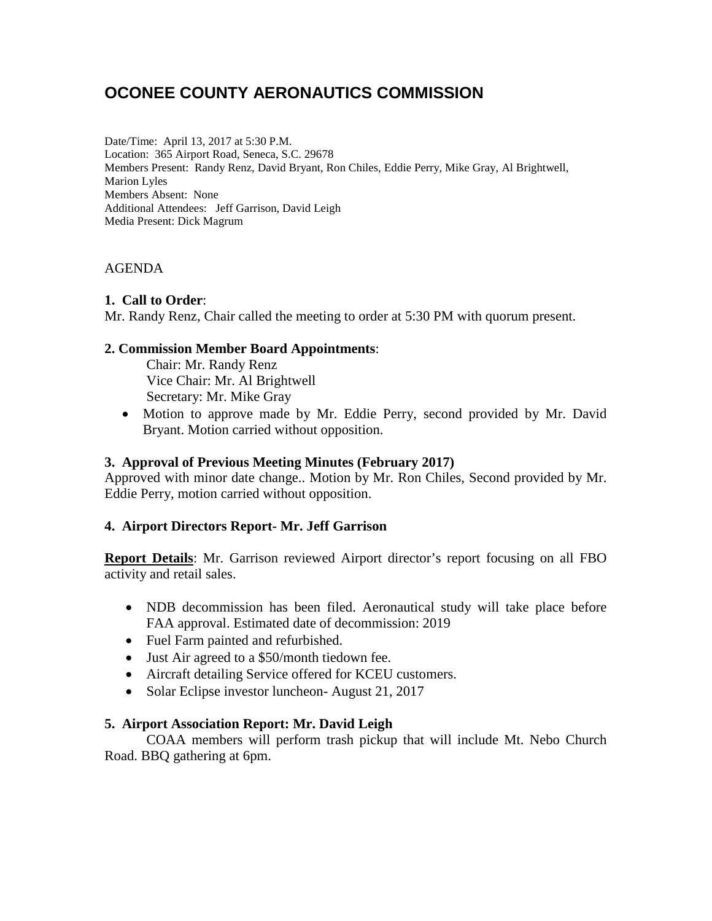# OCONEE COUNTY AERONAUTICS COMMISSION

Date/Time: April 13, 2017 at 5:30 P.M.
Location: 365 Airport Road, Seneca, S.C. 29678
Members Present: Randy Renz, David Bryant, Ron Chiles, Eddie Perry, Mike Gray, Al Brightwell, Marion Lyles
Members Absent: None
Additional Attendees: Jeff Garrison, David Leigh
Media Present: Dick Magrum

AGENDA

**1. Call to Order**:
Mr. Randy Renz, Chair called the meeting to order at 5:30 PM with quorum present.

**2. Commission Member Board Appointments**:

Chair: Mr. Randy Renz
Vice Chair: Mr. Al Brightwell
Secretary: Mr. Mike Gray

- Motion to approve made by Mr. Eddie Perry, second provided by Mr. David Bryant. Motion carried without opposition.

**3. Approval of Previous Meeting Minutes (February 2017)**
Approved with minor date change.. Motion by Mr. Ron Chiles, Second provided by Mr. Eddie Perry, motion carried without opposition.

**4. Airport Directors Report- Mr. Jeff Garrison**

**Report Details**: Mr. Garrison reviewed Airport director's report focusing on all FBO activity and retail sales.

- NDB decommission has been filed. Aeronautical study will take place before FAA approval. Estimated date of decommission: 2019
- Fuel Farm painted and refurbished.
- Just Air agreed to a $50/month tiedown fee.
- Aircraft detailing Service offered for KCEU customers.
- Solar Eclipse investor luncheon- August 21, 2017

**5. Airport Association Report: Mr. David Leigh**
COAA members will perform trash pickup that will include Mt. Nebo Church Road. BBQ gathering at 6pm.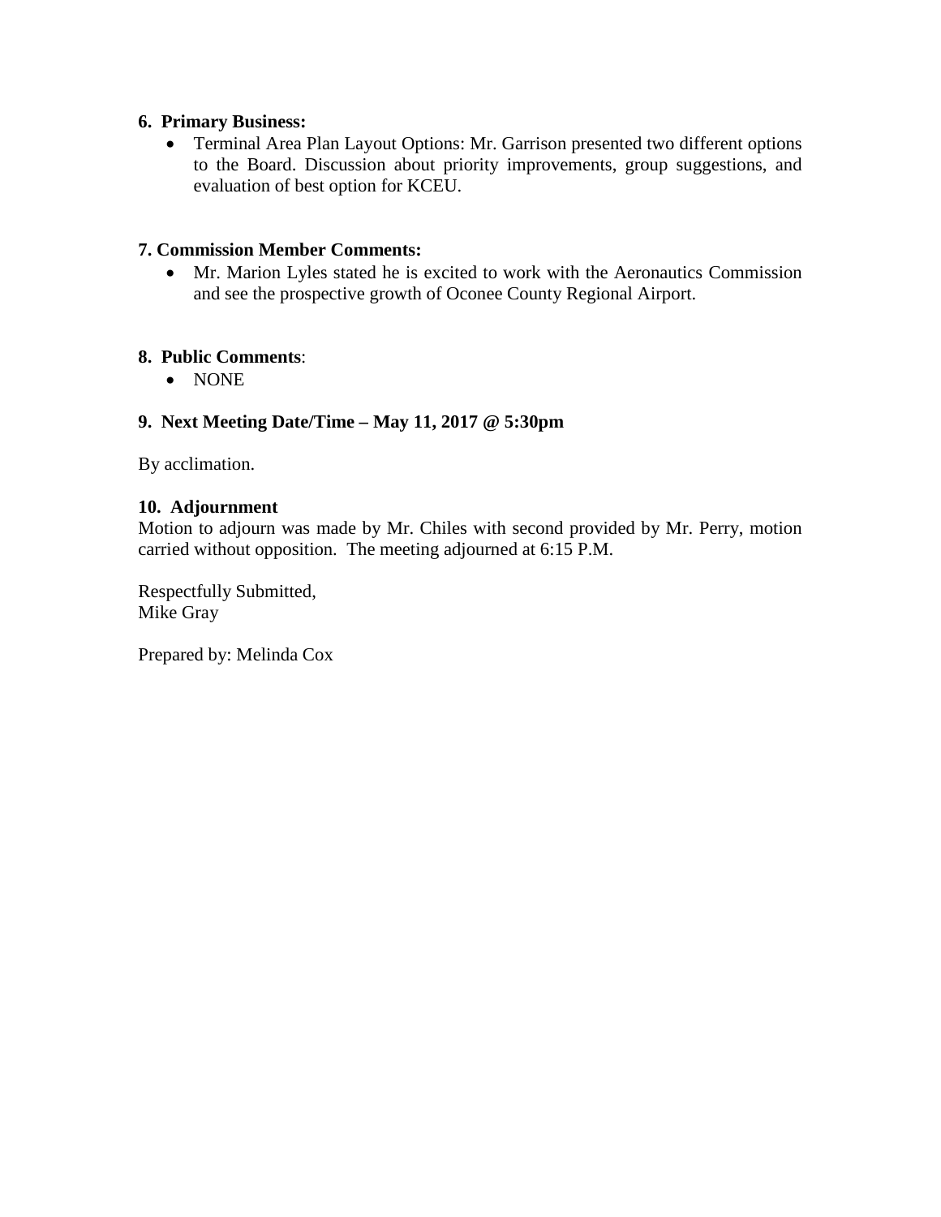**6. Primary Business:**

- Terminal Area Plan Layout Options: Mr. Garrison presented two different options to the Board. Discussion about priority improvements, group suggestions, and evaluation of best option for KCEU.

**7. Commission Member Comments:**

- Mr. Marion Lyles stated he is excited to work with the Aeronautics Commission and see the prospective growth of Oconee County Regional Airport.

**8. Public Comments**:

- NONE

**9. Next Meeting Date/Time – May 11, 2017 @ 5:30pm**

By acclimation.

**10. Adjournment**

Motion to adjourn was made by Mr. Chiles with second provided by Mr. Perry, motion carried without opposition. The meeting adjourned at 6:15 P.M.

Respectfully Submitted,
Mike Gray

Prepared by: Melinda Cox